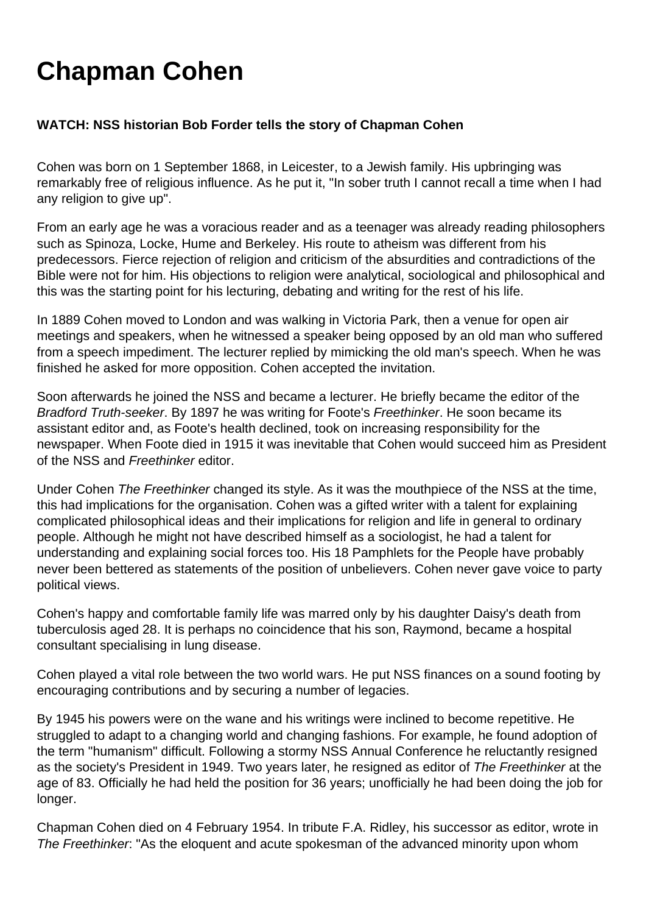# Chapman Cohen

**WATCH: NSS historian Bob Forder tells the story of Chapman Cohen**

Cohen was born on 1 September 1868, in Leicester, to a Jewish family. His upbringing was remarkably free of religious influence. As he put it, "In sober truth I cannot recall a time when I had any religion to give up".

From an early age he was a voracious reader and as a teenager was already reading philosophers such as Spinoza, Locke, Hume and Berkeley. His route to atheism was different from his predecessors. Fierce rejection of religion and criticism of the absurdities and contradictions of the Bible were not for him. His objections to religion were analytical, sociological and philosophical and this was the starting point for his lecturing, debating and writing for the rest of his life.

In 1889 Cohen moved to London and was walking in Victoria Park, then a venue for open air meetings and speakers, when he witnessed a speaker being opposed by an old man who suffered from a speech impediment. The lecturer replied by mimicking the old man's speech. When he was finished he asked for more opposition. Cohen accepted the invitation.

Soon afterwards he joined the NSS and became a lecturer. He briefly became the editor of the *Bradford Truth-seeker*. By 1897 he was writing for Foote's *Freethinker*. He soon became its assistant editor and, as Foote's health declined, took on increasing responsibility for the newspaper. When Foote died in 1915 it was inevitable that Cohen would succeed him as President of the NSS and *Freethinker* editor.

Under Cohen *The Freethinker* changed its style. As it was the mouthpiece of the NSS at the time, this had implications for the organisation. Cohen was a gifted writer with a talent for explaining complicated philosophical ideas and their implications for religion and life in general to ordinary people. Although he might not have described himself as a sociologist, he had a talent for understanding and explaining social forces too. His 18 Pamphlets for the People have probably never been bettered as statements of the position of unbelievers. Cohen never gave voice to party political views.

Cohen's happy and comfortable family life was marred only by his daughter Daisy's death from tuberculosis aged 28. It is perhaps no coincidence that his son, Raymond, became a hospital consultant specialising in lung disease.

Cohen played a vital role between the two world wars. He put NSS finances on a sound footing by encouraging contributions and by securing a number of legacies.

By 1945 his powers were on the wane and his writings were inclined to become repetitive. He struggled to adapt to a changing world and changing fashions. For example, he found adoption of the term "humanism" difficult. Following a stormy NSS Annual Conference he reluctantly resigned as the society's President in 1949. Two years later, he resigned as editor of *The Freethinker* at the age of 83. Officially he had held the position for 36 years; unofficially he had been doing the job for longer.

Chapman Cohen died on 4 February 1954. In tribute F.A. Ridley, his successor as editor, wrote in *The Freethinker*: "As the eloquent and acute spokesman of the advanced minority upon whom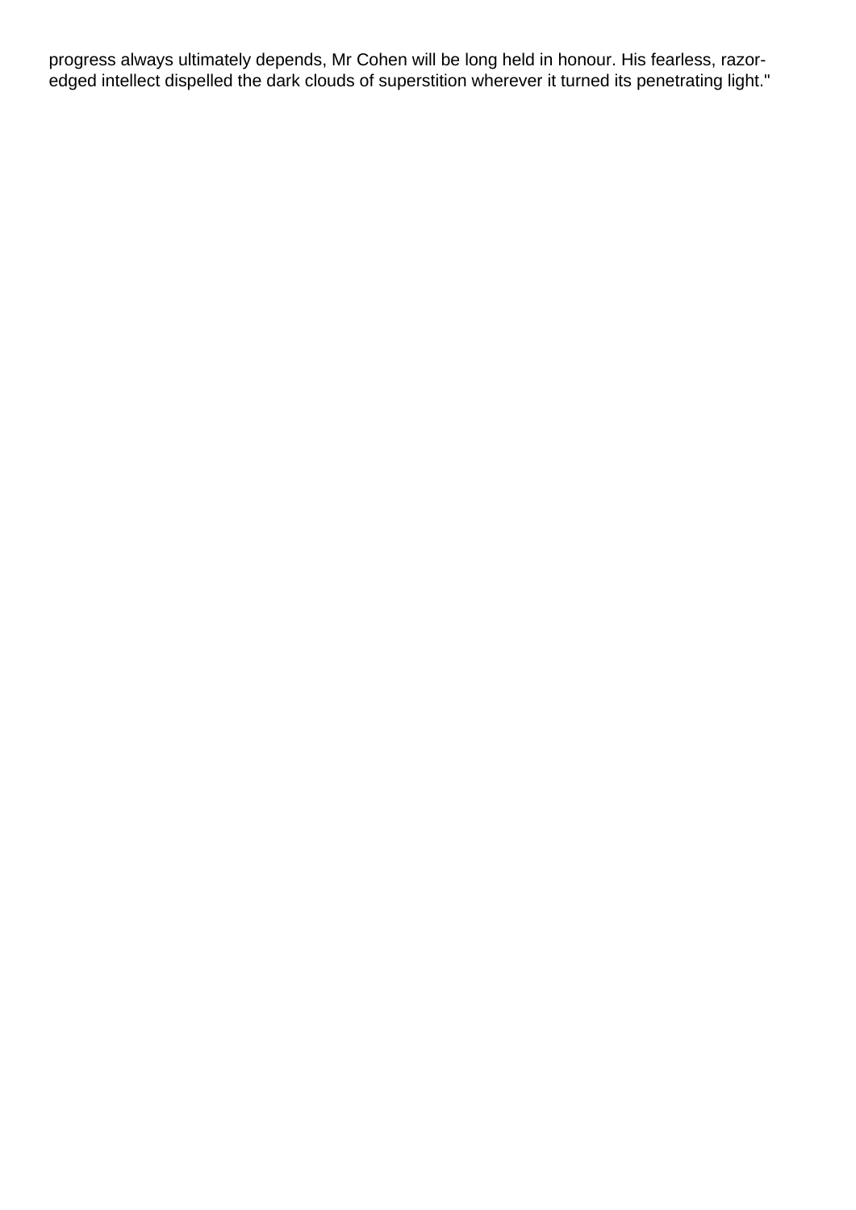progress always ultimately depends, Mr Cohen will be long held in honour. His fearless, razor-edged intellect dispelled the dark clouds of superstition wherever it turned its penetrating light."